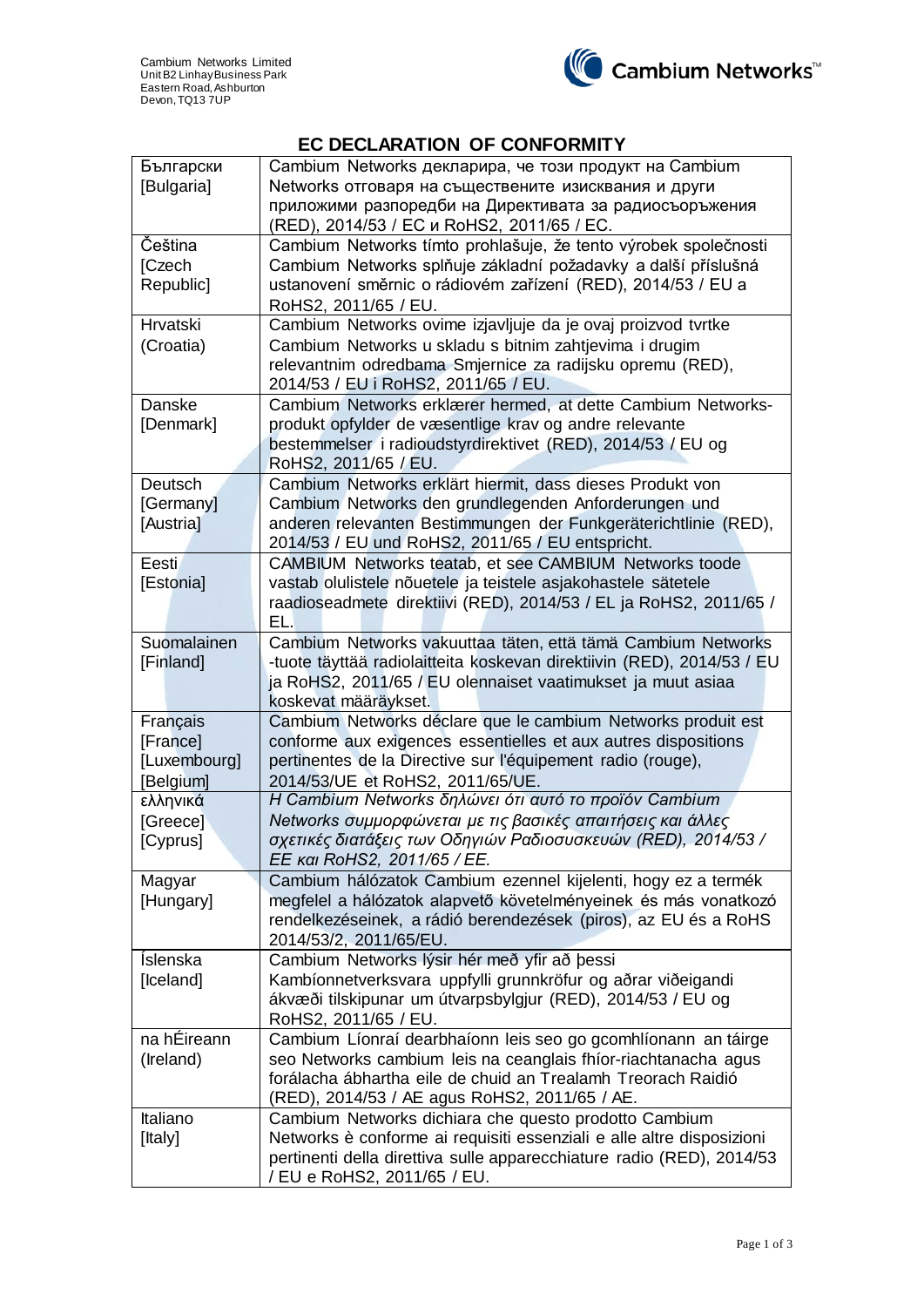Cambium Networks Limited
Unit B2 Linhay Business Park
Eastern Road, Ashburton
Devon, TQ13 7UP

# EC DECLARATION OF CONFORMITY

| | |
|---|---|
| Български [Bulgaria] | Cambium Networks декларира, че този продукт на Cambium Networks отговаря на съществените изисквания и други приложими разпоредби на Директивата за радиосъоръжения (RED), 2014/53 / ЕС и RoHS2, 2011/65 / ЕС. |
| Čeština [Czech Republic] | Cambium Networks tímto prohlašuje, že tento výrobek společnosti Cambium Networks splňuje základní požadavky a další příslušná ustanovení směrnic o rádiovém zařízení (RED), 2014/53 / EU a RoHS2, 2011/65 / EU. |
| Hrvatski (Croatia) | Cambium Networks ovime izjavljuje da je ovaj proizvod tvrtke Cambium Networks u skladu s bitnim zahtjevima i drugim relevantnim odredbama Smjernice za radijsku opremu (RED), 2014/53 / EU i RoHS2, 2011/65 / EU. |
| Danske [Denmark] | Cambium Networks erklærer hermed, at dette Cambium Networks-produkt opfylder de væsentlige krav og andre relevante bestemmelser i radioudstyrdirektivet (RED), 2014/53 / EU og RoHS2, 2011/65 / EU. |
| Deutsch [Germany] [Austria] | Cambium Networks erklärt hiermit, dass dieses Produkt von Cambium Networks den grundlegenden Anforderungen und anderen relevanten Bestimmungen der Funkgeräterichtlinie (RED), 2014/53 / EU und RoHS2, 2011/65 / EU entspricht. |
| Eesti [Estonia] | CAMBIUM Networks teatab, et see CAMBIUM Networks toode vastab olulistele nõuetele ja teistele asjakohastele sätetele raadioseadmete direktiivi (RED), 2014/53 / EL ja RoHS2, 2011/65 / EL. |
| Suomalainen [Finland] | Cambium Networks vakuuttaa täten, että tämä Cambium Networks -tuote täyttää radiolaitteita koskevan direktiivin (RED), 2014/53 / EU ja RoHS2, 2011/65 / EU olennaiset vaatimukset ja muut asiaa koskevat määräykset. |
| Français [France] [Luxembourg] [Belgium] | Cambium Networks déclare que le cambium Networks produit est conforme aux exigences essentielles et aux autres dispositions pertinentes de la Directive sur l'équipement radio (rouge), 2014/53/UE et RoHS2, 2011/65/UE. |
| ελληνικά [Greece] [Cyprus] | *Η Cambium Networks δηλώνει ότι αυτό το προϊόν Cambium Networks συμμορφώνεται με τις βασικές απαιτήσεις και άλλες σχετικές διατάξεις των Οδηγιών Ραδιοσυσκευών (RED), 2014/53 / ΕΕ και RoHS2, 2011/65 / ΕΕ.* |
| Magyar [Hungary] | Cambium hálózatok Cambium ezennel kijelenti, hogy ez a termék megfelel a hálózatok alapvető követelményeinek és más vonatkozó rendelkezéseinek, a rádió berendezések (piros), az EU és a RoHS 2014/53/2, 2011/65/EU. |
| Íslenska [Iceland] | Cambium Networks lýsir hér með yfir að þessi Kambíonnetverksvara uppfylli grunnkröfur og aðrar viðeigandi ákvæði tilskipunar um útvarpsbylgjur (RED), 2014/53 / EU og RoHS2, 2011/65 / EU. |
| na hÉireann (Ireland) | Cambium Líonraí dearbhaíonn leis seo go gcomhlíonann an táirge seo Networks cambium leis na ceanglais fhíor-riachtanacha agus forálacha ábhartha eile de chuid an Trealamh Treorach Raidió (RED), 2014/53 / AE agus RoHS2, 2011/65 / AE. |
| Italiano [Italy] | Cambium Networks dichiara che questo prodotto Cambium Networks è conforme ai requisiti essenziali e alle altre disposizioni pertinenti della direttiva sulle apparecchiature radio (RED), 2014/53 / EU e RoHS2, 2011/65 / EU. |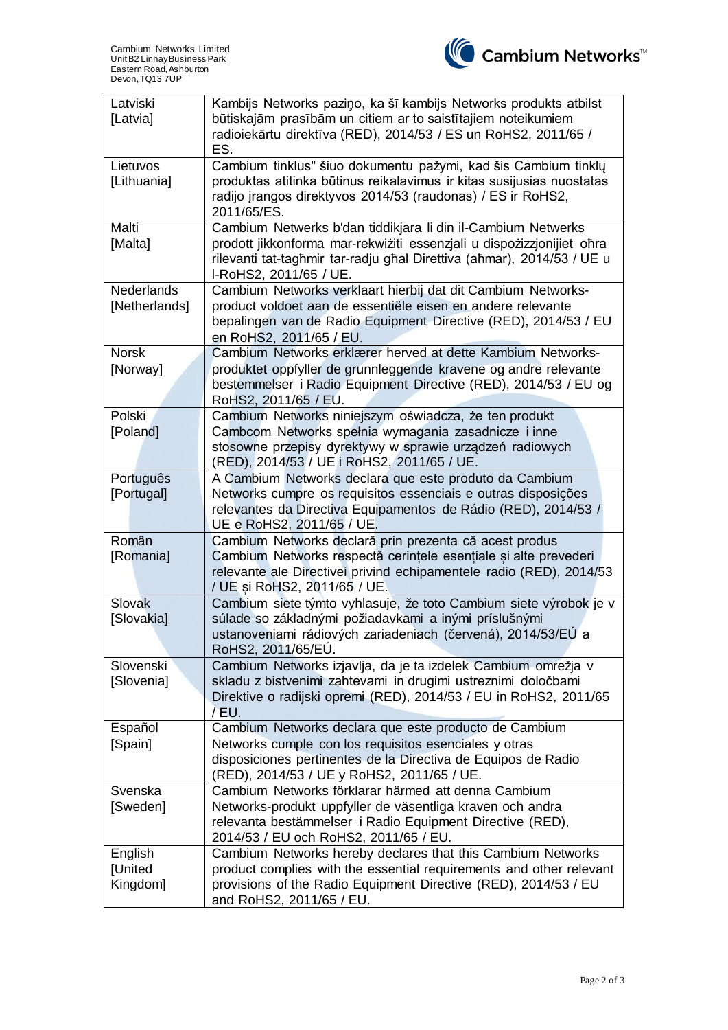Cambium Networks Limited
Unit B2 Linhay Business Park
Eastern Road, Ashburton
Devon, TQ13 7UP

| Latviski [Latvia] | Kambijs Networks paziņo, ka šī kambijs Networks produkts atbilst būtiskajām prasībām un citiem ar to saistītajiem noteikumiem radioiekārtu direktīva (RED), 2014/53 / ES un RoHS2, 2011/65 / ES. |
|---|---|
| Lietuvos [Lithuania] | Cambium tinklus" šiuo dokumentu pažymi, kad šis Cambium tinklų produktas atitinka būtinus reikalavimus ir kitas susijusias nuostatas radijo įrangos direktyvos 2014/53 (raudonas) / ES ir RoHS2, 2011/65/ES. |
| Malti [Malta] | Cambium Netwerks b'dan tiddikjara li din il-Cambium Netwerks prodott jikkonforma mar-rekwiżiti essenzjali u dispożizzjonijiet oħra rilevanti tat-tagħmir tar-radju għal Direttiva (aħmar), 2014/53 / UE u l-RoHS2, 2011/65 / UE. |
| Nederlands [Netherlands] | Cambium Networks verklaart hierbij dat dit Cambium Networks-product voldoet aan de essentiële eisen en andere relevante bepalingen van de Radio Equipment Directive (RED), 2014/53 / EU en RoHS2, 2011/65 / EU. |
| Norsk [Norway] | Cambium Networks erklærer herved at dette Kambium Networks-produktet oppfyller de grunnleggende kravene og andre relevante bestemmelser i Radio Equipment Directive (RED), 2014/53 / EU og RoHS2, 2011/65 / EU. |
| Polski [Poland] | Cambium Networks niniejszym oświadcza, że ten produkt Cambcom Networks spełnia wymagania zasadnicze i inne stosowne przepisy dyrektywy w sprawie urządzeń radiowych (RED), 2014/53 / UE i RoHS2, 2011/65 / UE. |
| Português [Portugal] | A Cambium Networks declara que este produto da Cambium Networks cumpre os requisitos essenciais e outras disposições relevantes da Directiva Equipamentos de Rádio (RED), 2014/53 / UE e RoHS2, 2011/65 / UE. |
| Român [Romania] | Cambium Networks declară prin prezenta că acest produs Cambium Networks respectă cerințele esențiale și alte prevederi relevante ale Directivei privind echipamentele radio (RED), 2014/53 / UE și RoHS2, 2011/65 / UE. |
| Slovak [Slovakia] | Cambium siete týmto vyhlasuje, že toto Cambium siete výrobok je v súlade so základnými požiadavkami a inými príslušnými ustanoveniami rádiových zariadeniach (červená), 2014/53/EÚ a RoHS2, 2011/65/EÚ. |
| Slovenski [Slovenia] | Cambium Networks izjavlja, da je ta izdelek Cambium omrežja v skladu z bistvenimi zahtevami in drugimi ustreznimi določbami Direktive o radijski opremi (RED), 2014/53 / EU in RoHS2, 2011/65 / EU. |
| Español [Spain] | Cambium Networks declara que este producto de Cambium Networks cumple con los requisitos esenciales y otras disposiciones pertinentes de la Directiva de Equipos de Radio (RED), 2014/53 / UE y RoHS2, 2011/65 / UE. |
| Svenska [Sweden] | Cambium Networks förklarar härmed att denna Cambium Networks-produkt uppfyller de väsentliga kraven och andra relevanta bestämmelser i Radio Equipment Directive (RED), 2014/53 / EU och RoHS2, 2011/65 / EU. |
| English [United Kingdom] | Cambium Networks hereby declares that this Cambium Networks product complies with the essential requirements and other relevant provisions of the Radio Equipment Directive (RED), 2014/53 / EU and RoHS2, 2011/65 / EU. |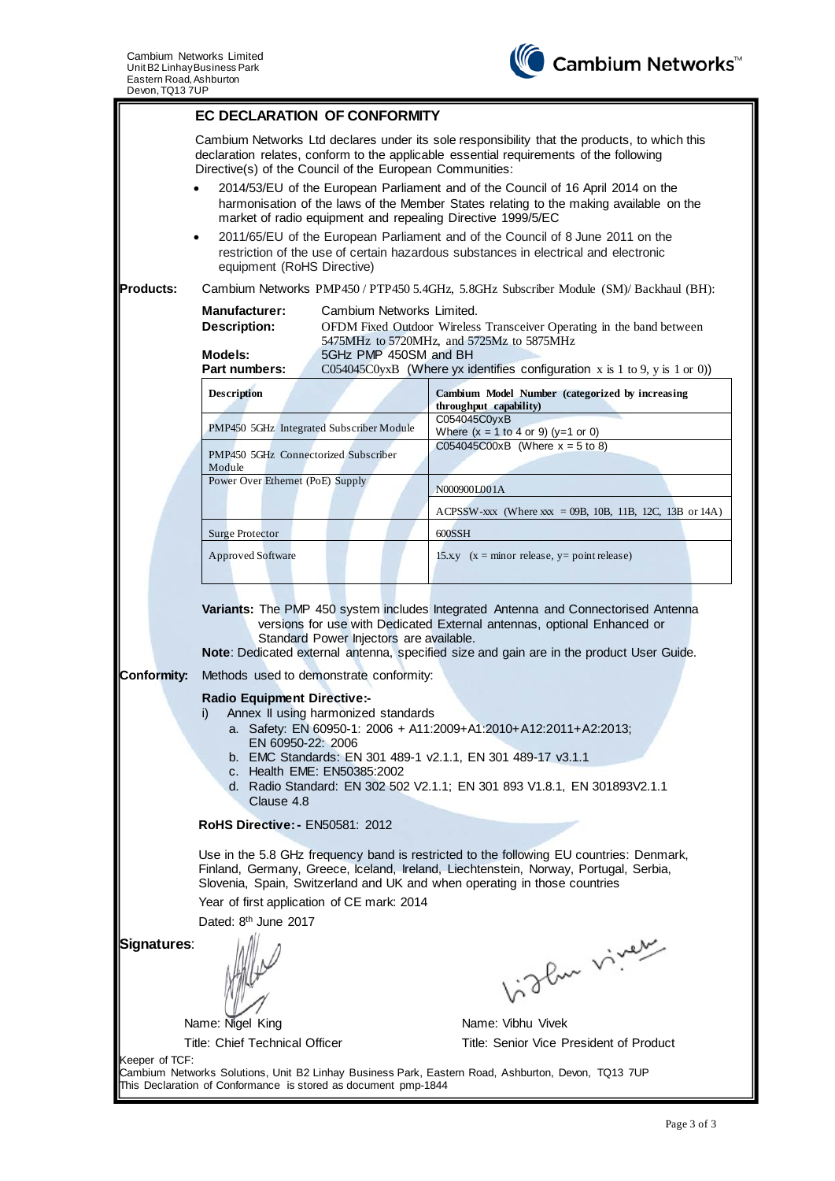Cambium Networks Limited
Unit B2 Linhay Business Park
Eastern Road, Ashburton
Devon, TQ13 7UP

Cambium Networks™

## EC DECLARATION OF CONFORMITY

Cambium Networks Ltd declares under its sole responsibility that the products, to which this declaration relates, conform to the applicable essential requirements of the following Directive(s) of the Council of the European Communities:

- 2014/53/EU of the European Parliament and of the Council of 16 April 2014 on the harmonisation of the laws of the Member States relating to the making available on the market of radio equipment and repealing Directive 1999/5/EC
- 2011/65/EU of the European Parliament and of the Council of 8 June 2011 on the restriction of the use of certain hazardous substances in electrical and electronic equipment (RoHS Directive)

**Products:** Cambium Networks PMP450 / PTP450 5.4GHz, 5.8GHz Subscriber Module (SM)/ Backhaul (BH):

**Manufacturer:** Cambium Networks Limited.
**Description:** OFDM Fixed Outdoor Wireless Transceiver Operating in the band between 5475MHz to 5720MHz, and 5725Mz to 5875MHz
**Models:** 5GHz PMP 450SM and BH
**Part numbers:** C054045C0yxB (Where yx identifies configuration x is 1 to 9, y is 1 or 0))

| Description | Cambium Model Number (categorized by increasing throughput capability) |
|---|---|
| PMP450 5GHz Integrated Subscriber Module | C054045C0yxB<br>Where (x = 1 to 4 or 9) (y=1 or 0) |
| PMP450 5GHz Connectorized Subscriber Module | C054045C00xB (Where x = 5 to 8) |
| Power Over Ethernet (PoE) Supply | N000900L001A |
| | ACPSSW-xxx (Where xxx = 09B, 10B, 11B, 12C, 13B or 14A) |
| Surge Protector | 600SSH |
| Approved Software | 15.x.y (x = minor release, y= point release) |

**Variants:** The PMP 450 system includes Integrated Antenna and Connectorised Antenna versions for use with Dedicated External antennas, optional Enhanced or Standard Power Injectors are available.

**Note**: Dedicated external antenna, specified size and gain are in the product User Guide.

**Conformity:** Methods used to demonstrate conformity:

**Radio Equipment Directive:-**

i) Annex II using harmonized standards
   a. Safety: EN 60950-1: 2006 + A11:2009+A1:2010+A12:2011+A2:2013; EN 60950-22: 2006
   b. EMC Standards: EN 301 489-1 v2.1.1, EN 301 489-17 v3.1.1
   c. Health EME: EN50385:2002
   d. Radio Standard: EN 302 502 V2.1.1; EN 301 893 V1.8.1, EN 301893V2.1.1 Clause 4.8

**RoHS Directive:-** EN50581: 2012

Use in the 5.8 GHz frequency band is restricted to the following EU countries: Denmark, Finland, Germany, Greece, Iceland, Ireland, Liechtenstein, Norway, Portugal, Serbia, Slovenia, Spain, Switzerland and UK and when operating in those countries

Year of first application of CE mark: 2014

Dated: 8th June 2017

**Signatures**:

Name: Nigel King
Title: Chief Technical Officer

Name: Vibhu Vivek
Title: Senior Vice President of Product

Keeper of TCF:
Cambium Networks Solutions, Unit B2 Linhay Business Park, Eastern Road, Ashburton, Devon, TQ13 7UP
This Declaration of Conformance is stored as document pmp-1844